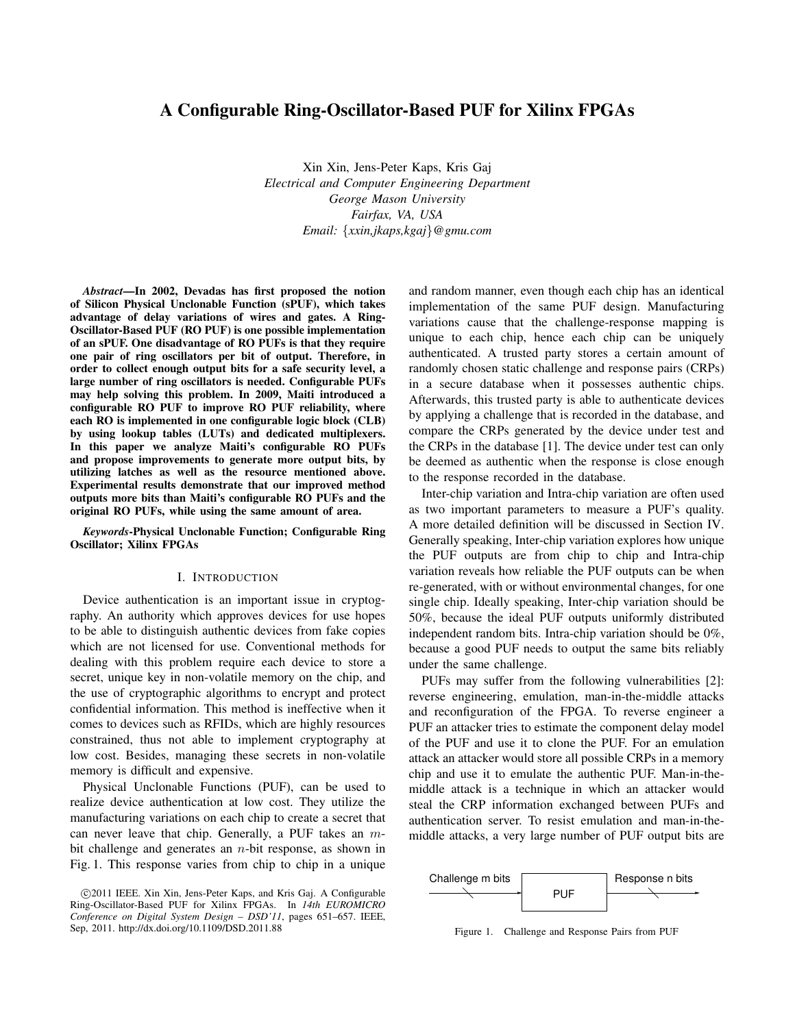# A Configurable Ring-Oscillator-Based PUF for Xilinx FPGAs

Xin Xin, Jens-Peter Kaps, Kris Gaj
*Electrical and Computer Engineering Department*
*George Mason University*
*Fairfax, VA, USA*
*Email: {xxin,jkaps,kgaj}@gmu.com*

***Abstract*—In 2002, Devadas has first proposed the notion of Silicon Physical Unclonable Function (sPUF), which takes advantage of delay variations of wires and gates. A Ring-Oscillator-Based PUF (RO PUF) is one possible implementation of an sPUF. One disadvantage of RO PUFs is that they require one pair of ring oscillators per bit of output. Therefore, in order to collect enough output bits for a safe security level, a large number of ring oscillators is needed. Configurable PUFs may help solving this problem. In 2009, Maiti introduced a configurable RO PUF to improve RO PUF reliability, where each RO is implemented in one configurable logic block (CLB) by using lookup tables (LUTs) and dedicated multiplexers. In this paper we analyze Maiti's configurable RO PUFs and propose improvements to generate more output bits, by utilizing latches as well as the resource mentioned above. Experimental results demonstrate that our improved method outputs more bits than Maiti's configurable RO PUFs and the original RO PUFs, while using the same amount of area.**

***Keywords*-Physical Unclonable Function; Configurable Ring Oscillator; Xilinx FPGAs**

## I. Introduction

Device authentication is an important issue in cryptography. An authority which approves devices for use hopes to be able to distinguish authentic devices from fake copies which are not licensed for use. Conventional methods for dealing with this problem require each device to store a secret, unique key in non-volatile memory on the chip, and the use of cryptographic algorithms to encrypt and protect confidential information. This method is ineffective when it comes to devices such as RFIDs, which are highly resources constrained, thus not able to implement cryptography at low cost. Besides, managing these secrets in non-volatile memory is difficult and expensive.

Physical Unclonable Functions (PUF), can be used to realize device authentication at low cost. They utilize the manufacturing variations on each chip to create a secret that can never leave that chip. Generally, a PUF takes an $m$-bit challenge and generates an $n$-bit response, as shown in Fig. 1. This response varies from chip to chip in a unique and random manner, even though each chip has an identical implementation of the same PUF design. Manufacturing variations cause that the challenge-response mapping is unique to each chip, hence each chip can be uniquely authenticated. A trusted party stores a certain amount of randomly chosen static challenge and response pairs (CRPs) in a secure database when it possesses authentic chips. Afterwards, this trusted party is able to authenticate devices by applying a challenge that is recorded in the database, and compare the CRPs generated by the device under test and the CRPs in the database [1]. The device under test can only be deemed as authentic when the response is close enough to the response recorded in the database.

Inter-chip variation and Intra-chip variation are often used as two important parameters to measure a PUF's quality. A more detailed definition will be discussed in Section IV. Generally speaking, Inter-chip variation explores how unique the PUF outputs are from chip to chip and Intra-chip variation reveals how reliable the PUF outputs can be when re-generated, with or without environmental changes, for one single chip. Ideally speaking, Inter-chip variation should be 50%, because the ideal PUF outputs uniformly distributed independent random bits. Intra-chip variation should be 0%, because a good PUF needs to output the same bits reliably under the same challenge.

PUFs may suffer from the following vulnerabilities [2]: reverse engineering, emulation, man-in-the-middle attacks and reconfiguration of the FPGA. To reverse engineer a PUF an attacker tries to estimate the component delay model of the PUF and use it to clone the PUF. For an emulation attack an attacker would store all possible CRPs in a memory chip and use it to emulate the authentic PUF. Man-in-the-middle attack is a technique in which an attacker would steal the CRP information exchanged between PUFs and authentication server. To resist emulation and man-in-the-middle attacks, a very large number of PUF output bits are

Challenge m bits

PUF

Response n bits

Figure 1. Challenge and Response Pairs from PUF

©2011 IEEE. Xin Xin, Jens-Peter Kaps, and Kris Gaj. A Configurable Ring-Oscillator-Based PUF for Xilinx FPGAs. In *14th EUROMICRO Conference on Digital System Design – DSD'11*, pages 651–657. IEEE, Sep, 2011. http://dx.doi.org/10.1109/DSD.2011.88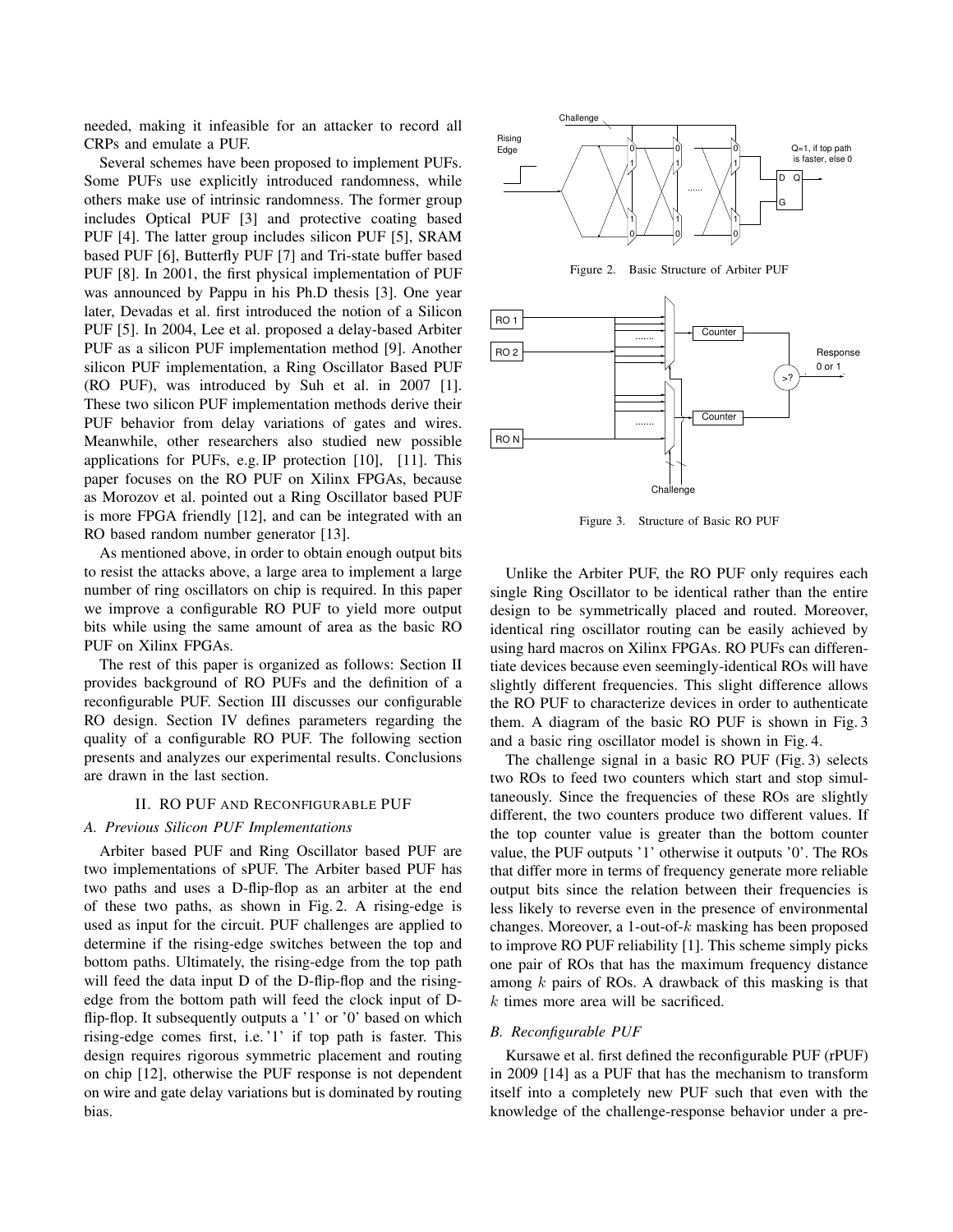needed, making it infeasible for an attacker to record all CRPs and emulate a PUF.

Several schemes have been proposed to implement PUFs. Some PUFs use explicitly introduced randomness, while others make use of intrinsic randomness. The former group includes Optical PUF [3] and protective coating based PUF [4]. The latter group includes silicon PUF [5], SRAM based PUF [6], Butterfly PUF [7] and Tri-state buffer based PUF [8]. In 2001, the first physical implementation of PUF was announced by Pappu in his Ph.D thesis [3]. One year later, Devadas et al. first introduced the notion of a Silicon PUF [5]. In 2004, Lee et al. proposed a delay-based Arbiter PUF as a silicon PUF implementation method [9]. Another silicon PUF implementation, a Ring Oscillator Based PUF (RO PUF), was introduced by Suh et al. in 2007 [1]. These two silicon PUF implementation methods derive their PUF behavior from delay variations of gates and wires. Meanwhile, other researchers also studied new possible applications for PUFs, e.g. IP protection [10], [11]. This paper focuses on the RO PUF on Xilinx FPGAs, because as Morozov et al. pointed out a Ring Oscillator based PUF is more FPGA friendly [12], and can be integrated with an RO based random number generator [13].

As mentioned above, in order to obtain enough output bits to resist the attacks above, a large area to implement a large number of ring oscillators on chip is required. In this paper we improve a configurable RO PUF to yield more output bits while using the same amount of area as the basic RO PUF on Xilinx FPGAs.

The rest of this paper is organized as follows: Section II provides background of RO PUFs and the definition of a reconfigurable PUF. Section III discusses our configurable RO design. Section IV defines parameters regarding the quality of a configurable RO PUF. The following section presents and analyzes our experimental results. Conclusions are drawn in the last section.

## II. RO PUF and Reconfigurable PUF

### A. Previous Silicon PUF Implementations

Arbiter based PUF and Ring Oscillator based PUF are two implementations of sPUF. The Arbiter based PUF has two paths and uses a D-flip-flop as an arbiter at the end of these two paths, as shown in Fig. 2. A rising-edge is used as input for the circuit. PUF challenges are applied to determine if the rising-edge switches between the top and bottom paths. Ultimately, the rising-edge from the top path will feed the data input D of the D-flip-flop and the rising-edge from the bottom path will feed the clock input of D-flip-flop. It subsequently outputs a '1' or '0' based on which rising-edge comes first, i.e. '1' if top path is faster. This design requires rigorous symmetric placement and routing on chip [12], otherwise the PUF response is not dependent on wire and gate delay variations but is dominated by routing bias.

Figure 2. Basic Structure of Arbiter PUF

Figure 3. Structure of Basic RO PUF

Unlike the Arbiter PUF, the RO PUF only requires each single Ring Oscillator to be identical rather than the entire design to be symmetrically placed and routed. Moreover, identical ring oscillator routing can be easily achieved by using hard macros on Xilinx FPGAs. RO PUFs can differentiate devices because even seemingly-identical ROs will have slightly different frequencies. This slight difference allows the RO PUF to characterize devices in order to authenticate them. A diagram of the basic RO PUF is shown in Fig. 3 and a basic ring oscillator model is shown in Fig. 4.

The challenge signal in a basic RO PUF (Fig. 3) selects two ROs to feed two counters which start and stop simultaneously. Since the frequencies of these ROs are slightly different, the two counters produce two different values. If the top counter value is greater than the bottom counter value, the PUF outputs '1' otherwise it outputs '0'. The ROs that differ more in terms of frequency generate more reliable output bits since the relation between their frequencies is less likely to reverse even in the presence of environmental changes. Moreover, a 1-out-of-$k$ masking has been proposed to improve RO PUF reliability [1]. This scheme simply picks one pair of ROs that has the maximum frequency distance among $k$ pairs of ROs. A drawback of this masking is that $k$ times more area will be sacrificed.

### B. Reconfigurable PUF

Kursawe et al. first defined the reconfigurable PUF (rPUF) in 2009 [14] as a PUF that has the mechanism to transform itself into a completely new PUF such that even with the knowledge of the challenge-response behavior under a pre-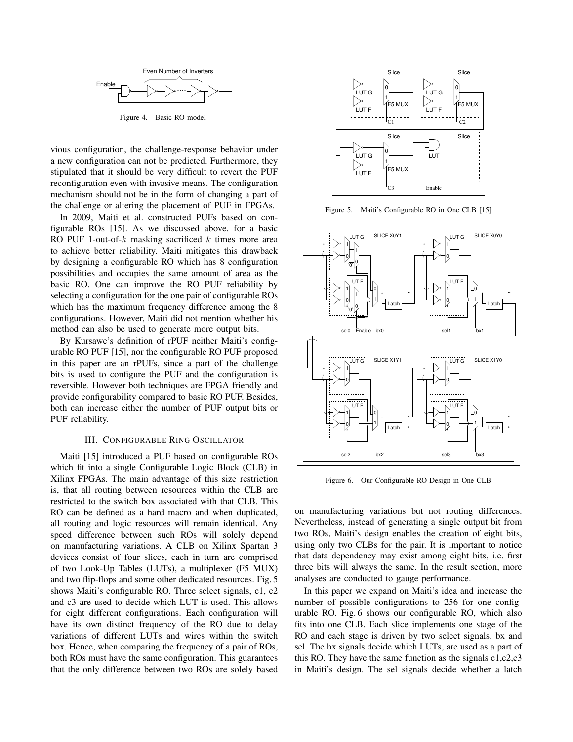Figure 4. Basic RO model

vious configuration, the challenge-response behavior under a new configuration can not be predicted. Furthermore, they stipulated that it should be very difficult to revert the PUF reconfiguration even with invasive means. The configuration mechanism should not be in the form of changing a part of the challenge or altering the placement of PUF in FPGAs.

In 2009, Maiti et al. constructed PUFs based on configurable ROs [15]. As we discussed above, for a basic RO PUF 1-out-of-$k$ masking sacrificed $k$ times more area to achieve better reliability. Maiti mitigates this drawback by designing a configurable RO which has 8 configuration possibilities and occupies the same amount of area as the basic RO. One can improve the RO PUF reliability by selecting a configuration for the one pair of configurable ROs which has the maximum frequency difference among the 8 configurations. However, Maiti did not mention whether his method can also be used to generate more output bits.

By Kursawe's definition of rPUF neither Maiti's configurable RO PUF [15], nor the configurable RO PUF proposed in this paper are an rPUFs, since a part of the challenge bits is used to configure the PUF and the configuration is reversible. However both techniques are FPGA friendly and provide configurability compared to basic RO PUF. Besides, both can increase either the number of PUF output bits or PUF reliability.

## III. Configurable Ring Oscillator

Maiti [15] introduced a PUF based on configurable ROs which fit into a single Configurable Logic Block (CLB) in Xilinx FPGAs. The main advantage of this size restriction is, that all routing between resources within the CLB are restricted to the switch box associated with that CLB. This RO can be defined as a hard macro and when duplicated, all routing and logic resources will remain identical. Any speed difference between such ROs will solely depend on manufacturing variations. A CLB on Xilinx Spartan 3 devices consist of four slices, each in turn are comprised of two Look-Up Tables (LUTs), a multiplexer (F5 MUX) and two flip-flops and some other dedicated resources. Fig. 5 shows Maiti's configurable RO. Three select signals, c1, c2 and c3 are used to decide which LUT is used. This allows for eight different configurations. Each configuration will have its own distinct frequency of the RO due to delay variations of different LUTs and wires within the switch box. Hence, when comparing the frequency of a pair of ROs, both ROs must have the same configuration. This guarantees that the only difference between two ROs are solely based on manufacturing variations but not routing differences. Nevertheless, instead of generating a single output bit from two ROs, Maiti's design enables the creation of eight bits, using only two CLBs for the pair. It is important to notice that data dependency may exist among eight bits, i.e. first three bits will always the same. In the result section, more analyses are conducted to gauge performance.

Figure 5. Maiti's Configurable RO in One CLB [15]

Figure 6. Our Configurable RO Design in One CLB

In this paper we expand on Maiti's idea and increase the number of possible configurations to 256 for one configurable RO. Fig. 6 shows our configurable RO, which also fits into one CLB. Each slice implements one stage of the RO and each stage is driven by two select signals, bx and sel. The bx signals decide which LUTs, are used as a part of this RO. They have the same function as the signals c1,c2,c3 in Maiti's design. The sel signals decide whether a latch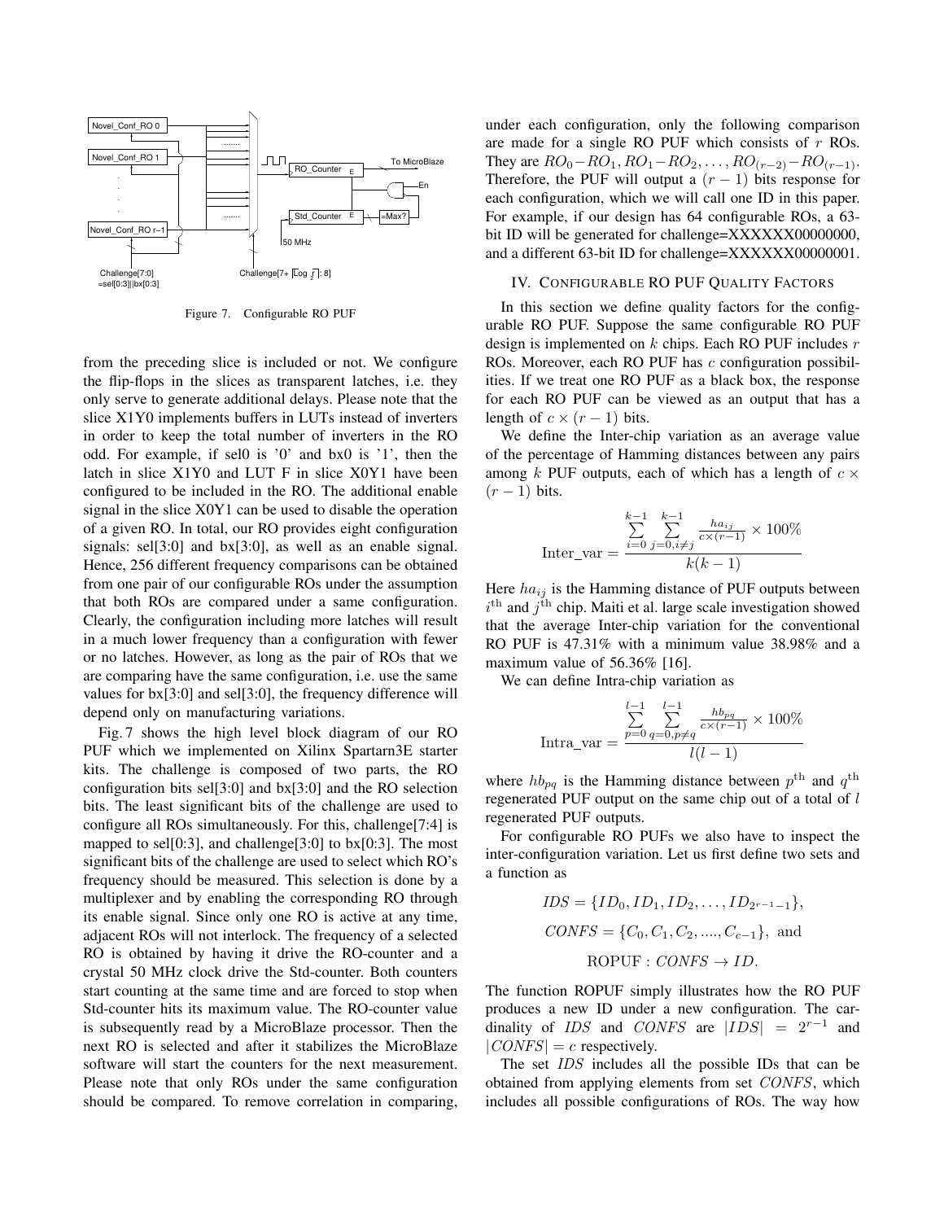Figure 7. Configurable RO PUF

from the preceding slice is included or not. We configure the flip-flops in the slices as transparent latches, i.e. they only serve to generate additional delays. Please note that the slice X1Y0 implements buffers in LUTs instead of inverters in order to keep the total number of inverters in the RO odd. For example, if sel0 is '0' and bx0 is '1', then the latch in slice X1Y0 and LUT F in slice X0Y1 have been configured to be included in the RO. The additional enable signal in the slice X0Y1 can be used to disable the operation of a given RO. In total, our RO provides eight configuration signals: sel[3:0] and bx[3:0], as well as an enable signal. Hence, 256 different frequency comparisons can be obtained from one pair of our configurable ROs under the assumption that both ROs are compared under a same configuration. Clearly, the configuration including more latches will result in a much lower frequency than a configuration with fewer or no latches. However, as long as the pair of ROs that we are comparing have the same configuration, i.e. use the same values for bx[3:0] and sel[3:0], the frequency difference will depend only on manufacturing variations.

Fig. 7 shows the high level block diagram of our RO PUF which we implemented on Xilinx Spartarn3E starter kits. The challenge is composed of two parts, the RO configuration bits sel[3:0] and bx[3:0] and the RO selection bits. The least significant bits of the challenge are used to configure all ROs simultaneously. For this, challenge[7:4] is mapped to sel[0:3], and challenge[3:0] to bx[0:3]. The most significant bits of the challenge are used to select which RO's frequency should be measured. This selection is done by a multiplexer and by enabling the corresponding RO through its enable signal. Since only one RO is active at any time, adjacent ROs will not interlock. The frequency of a selected RO is obtained by having it drive the RO-counter and a crystal 50 MHz clock drive the Std-counter. Both counters start counting at the same time and are forced to stop when Std-counter hits its maximum value. The RO-counter value is subsequently read by a MicroBlaze processor. Then the next RO is selected and after it stabilizes the MicroBlaze software will start the counters for the next measurement. Please note that only ROs under the same configuration should be compared. To remove correlation in comparing, under each configuration, only the following comparison are made for a single RO PUF which consists of $r$ ROs. They are $RO_0-RO_1, RO_1-RO_2, \ldots, RO_{(r-2)}-RO_{(r-1)}$. Therefore, the PUF will output a $(r-1)$ bits response for each configuration, which we will call one ID in this paper. For example, if our design has 64 configurable ROs, a 63-bit ID will be generated for challenge=XXXXXX00000000, and a different 63-bit ID for challenge=XXXXXX00000001.

## IV. Configurable RO PUF Quality Factors

In this section we define quality factors for the configurable RO PUF. Suppose the same configurable RO PUF design is implemented on $k$ chips. Each RO PUF includes $r$ ROs. Moreover, each RO PUF has $c$ configuration possibilities. If we treat one RO PUF as a black box, the response for each RO PUF can be viewed as an output that has a length of $c \times (r-1)$ bits.

We define the Inter-chip variation as an average value of the percentage of Hamming distances between any pairs among $k$ PUF outputs, each of which has a length of $c \times (r-1)$ bits.

$$\text{Inter\_var} = \frac{\sum_{i=0}^{k-1} \sum_{j=0, i \neq j}^{k-1} \frac{ha_{ij}}{c \times (r-1)} \times 100\%}{k(k-1)}$$

Here $ha_{ij}$ is the Hamming distance of PUF outputs between $i^{\text{th}}$ and $j^{\text{th}}$ chip. Maiti et al. large scale investigation showed that the average Inter-chip variation for the conventional RO PUF is 47.31% with a minimum value 38.98% and a maximum value of 56.36% [16].

We can define Intra-chip variation as

$$\text{Intra\_var} = \frac{\sum_{p=0}^{l-1} \sum_{q=0, p \neq q}^{l-1} \frac{hb_{pq}}{c \times (r-1)} \times 100\%}{l(l-1)}$$

where $hb_{pq}$ is the Hamming distance between $p^{\text{th}}$ and $q^{\text{th}}$ regenerated PUF output on the same chip out of a total of $l$ regenerated PUF outputs.

For configurable RO PUFs we also have to inspect the inter-configuration variation. Let us first define two sets and a function as

$$IDS = \{ID_0, ID_1, ID_2, \ldots, ID_{2^{r-1}-1}\},$$

$$CONFS = \{C_0, C_1, C_2, ...., C_{c-1}\}, \text{ and}$$

$$\text{ROPUF} : CONFS \rightarrow ID.$$

The function ROPUF simply illustrates how the RO PUF produces a new ID under a new configuration. The cardinality of $IDS$ and $CONFS$ are $|IDS| = 2^{r-1}$ and $|CONFS| = c$ respectively.

The set $IDS$ includes all the possible IDs that can be obtained from applying elements from set $CONFS$, which includes all possible configurations of ROs. The way how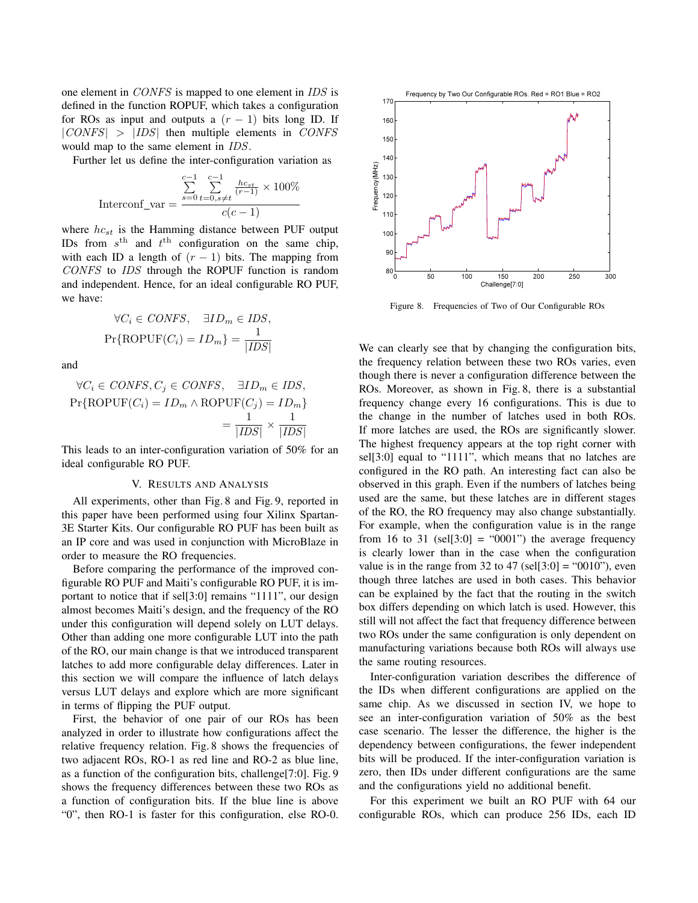one element in $CONFS$ is mapped to one element in $IDS$ is defined in the function ROPUF, which takes a configuration for ROs as input and outputs a $(r-1)$ bits long ID. If $|CONFS| > |IDS|$ then multiple elements in $CONFS$ would map to the same element in $IDS$.

Further let us define the inter-configuration variation as

$$\text{Interconf\_var} = \frac{\sum_{s=0}^{c-1} \sum_{t=0, s \neq t}^{c-1} \frac{hc_{st}}{(r-1)} \times 100\%}{c(c-1)}$$

where $hc_{st}$ is the Hamming distance between PUF output IDs from $s^{\text{th}}$ and $t^{\text{th}}$ configuration on the same chip, with each ID a length of $(r-1)$ bits. The mapping from $CONFS$ to $IDS$ through the ROPUF function is random and independent. Hence, for an ideal configurable RO PUF, we have:

$$\forall C_i \in CONFS, \quad \exists ID_m \in IDS,$$
$$\Pr\{\text{ROPUF}(C_i) = ID_m\} = \frac{1}{|IDS|}$$

and

$$\forall C_i \in CONFS, C_j \in CONFS, \quad \exists ID_m \in IDS,$$
$$\Pr\{\text{ROPUF}(C_i) = ID_m \wedge \text{ROPUF}(C_j) = ID_m\}$$
$$= \frac{1}{|IDS|} \times \frac{1}{|IDS|}$$

This leads to an inter-configuration variation of 50% for an ideal configurable RO PUF.

## V. Results and Analysis

All experiments, other than Fig. 8 and Fig. 9, reported in this paper have been performed using four Xilinx Spartan-3E Starter Kits. Our configurable RO PUF has been built as an IP core and was used in conjunction with MicroBlaze in order to measure the RO frequencies.

Before comparing the performance of the improved configurable RO PUF and Maiti's configurable RO PUF, it is important to notice that if sel[3:0] remains "1111", our design almost becomes Maiti's design, and the frequency of the RO under this configuration will depend solely on LUT delays. Other than adding one more configurable LUT into the path of the RO, our main change is that we introduced transparent latches to add more configurable delay differences. Later in this section we will compare the influence of latch delays versus LUT delays and explore which are more significant in terms of flipping the PUF output.

First, the behavior of one pair of our ROs has been analyzed in order to illustrate how configurations affect the relative frequency relation. Fig. 8 shows the frequencies of two adjacent ROs, RO-1 as red line and RO-2 as blue line, as a function of the configuration bits, challenge[7:0]. Fig. 9 shows the frequency differences between these two ROs as a function of configuration bits. If the blue line is above "0", then RO-1 is faster for this configuration, else RO-0.

Figure 8. Frequencies of Two of Our Configurable ROs

We can clearly see that by changing the configuration bits, the frequency relation between these two ROs varies, even though there is never a configuration difference between the ROs. Moreover, as shown in Fig. 8, there is a substantial frequency change every 16 configurations. This is due to the change in the number of latches used in both ROs. If more latches are used, the ROs are significantly slower. The highest frequency appears at the top right corner with sel[3:0] equal to "1111", which means that no latches are configured in the RO path. An interesting fact can also be observed in this graph. Even if the numbers of latches being used are the same, but these latches are in different stages of the RO, the RO frequency may also change substantially. For example, when the configuration value is in the range from 16 to 31 (sel[3:0] = "0001") the average frequency is clearly lower than in the case when the configuration value is in the range from 32 to 47 (sel[3:0] = "0010"), even though three latches are used in both cases. This behavior can be explained by the fact that the routing in the switch box differs depending on which latch is used. However, this still will not affect the fact that frequency difference between two ROs under the same configuration is only dependent on manufacturing variations because both ROs will always use the same routing resources.

Inter-configuration variation describes the difference of the IDs when different configurations are applied on the same chip. As we discussed in section IV, we hope to see an inter-configuration variation of 50% as the best case scenario. The lesser the difference, the higher is the dependency between configurations, the fewer independent bits will be produced. If the inter-configuration variation is zero, then IDs under different configurations are the same and the configurations yield no additional benefit.

For this experiment we built an RO PUF with 64 our configurable ROs, which can produce 256 IDs, each ID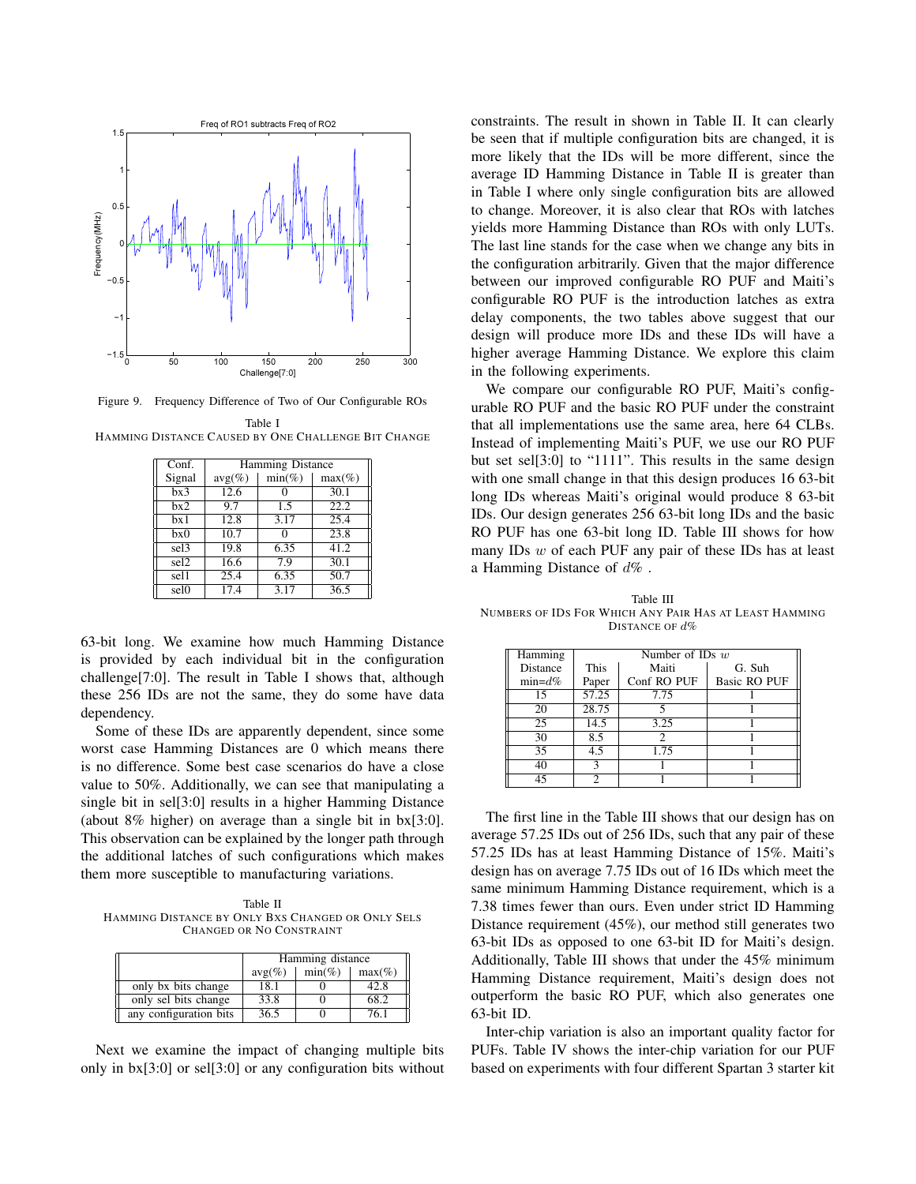Figure 9. Frequency Difference of Two of Our Configurable ROs

Table I
HAMMING DISTANCE CAUSED BY ONE CHALLENGE BIT CHANGE

| Conf. Signal | Hamming Distance avg(%) | min(%) | max(%) |
|---|---|---|---|
| bx3 | 12.6 | 0 | 30.1 |
| bx2 | 9.7 | 1.5 | 22.2 |
| bx1 | 12.8 | 3.17 | 25.4 |
| bx0 | 10.7 | 0 | 23.8 |
| sel3 | 19.8 | 6.35 | 41.2 |
| sel2 | 16.6 | 7.9 | 30.1 |
| sel1 | 25.4 | 6.35 | 50.7 |
| sel0 | 17.4 | 3.17 | 36.5 |

63-bit long. We examine how much Hamming Distance is provided by each individual bit in the configuration challenge[7:0]. The result in Table I shows that, although these 256 IDs are not the same, they do some have data dependency.

Some of these IDs are apparently dependent, since some worst case Hamming Distances are 0 which means there is no difference. Some best case scenarios do have a close value to 50%. Additionally, we can see that manipulating a single bit in sel[3:0] results in a higher Hamming Distance (about 8% higher) on average than a single bit in bx[3:0]. This observation can be explained by the longer path through the additional latches of such configurations which makes them more susceptible to manufacturing variations.

Table II
HAMMING DISTANCE BY ONLY BXS CHANGED OR ONLY SELS CHANGED OR NO CONSTRAINT

| | Hamming distance avg(%) | min(%) | max(%) |
|---|---|---|---|
| only bx bits change | 18.1 | 0 | 42.8 |
| only sel bits change | 33.8 | 0 | 68.2 |
| any configuration bits | 36.5 | 0 | 76.1 |

Next we examine the impact of changing multiple bits only in bx[3:0] or sel[3:0] or any configuration bits without constraints. The result in shown in Table II. It can clearly be seen that if multiple configuration bits are changed, it is more likely that the IDs will be more different, since the average ID Hamming Distance in Table II is greater than in Table I where only single configuration bits are allowed to change. Moreover, it is also clear that ROs with latches yields more Hamming Distance than ROs with only LUTs. The last line stands for the case when we change any bits in the configuration arbitrarily. Given that the major difference between our improved configurable RO PUF and Maiti's configurable RO PUF is the introduction latches as extra delay components, the two tables above suggest that our design will produce more IDs and these IDs will have a higher average Hamming Distance. We explore this claim in the following experiments.

We compare our configurable RO PUF, Maiti's configurable RO PUF and the basic RO PUF under the constraint that all implementations use the same area, here 64 CLBs. Instead of implementing Maiti's PUF, we use our RO PUF but set sel[3:0] to "1111". This results in the same design with one small change in that this design produces 16 63-bit long IDs whereas Maiti's original would produce 8 63-bit IDs. Our design generates 256 63-bit long IDs and the basic RO PUF has one 63-bit long ID. Table III shows for how many IDs $w$ of each PUF any pair of these IDs has at least a Hamming Distance of $d\%$ .

Table III
NUMBERS OF IDS FOR WHICH ANY PAIR HAS AT LEAST HAMMING DISTANCE OF $d\%$

| Hamming Distance min=$d\%$ | Number of IDs $w$ This Paper | Maiti Conf RO PUF | G. Suh Basic RO PUF |
|---|---|---|---|
| 15 | 57.25 | 7.75 | 1 |
| 20 | 28.75 | 5 | 1 |
| 25 | 14.5 | 3.25 | 1 |
| 30 | 8.5 | 2 | 1 |
| 35 | 4.5 | 1.75 | 1 |
| 40 | 3 | 1 | 1 |
| 45 | 2 | 1 | 1 |

The first line in the Table III shows that our design has on average 57.25 IDs out of 256 IDs, such that any pair of these 57.25 IDs has at least Hamming Distance of 15%. Maiti's design has on average 7.75 IDs out of 16 IDs which meet the same minimum Hamming Distance requirement, which is a 7.38 times fewer than ours. Even under strict ID Hamming Distance requirement (45%), our method still generates two 63-bit IDs as opposed to one 63-bit ID for Maiti's design. Additionally, Table III shows that under the 45% minimum Hamming Distance requirement, Maiti's design does not outperform the basic RO PUF, which also generates one 63-bit ID.

Inter-chip variation is also an important quality factor for PUFs. Table IV shows the inter-chip variation for our PUF based on experiments with four different Spartan 3 starter kit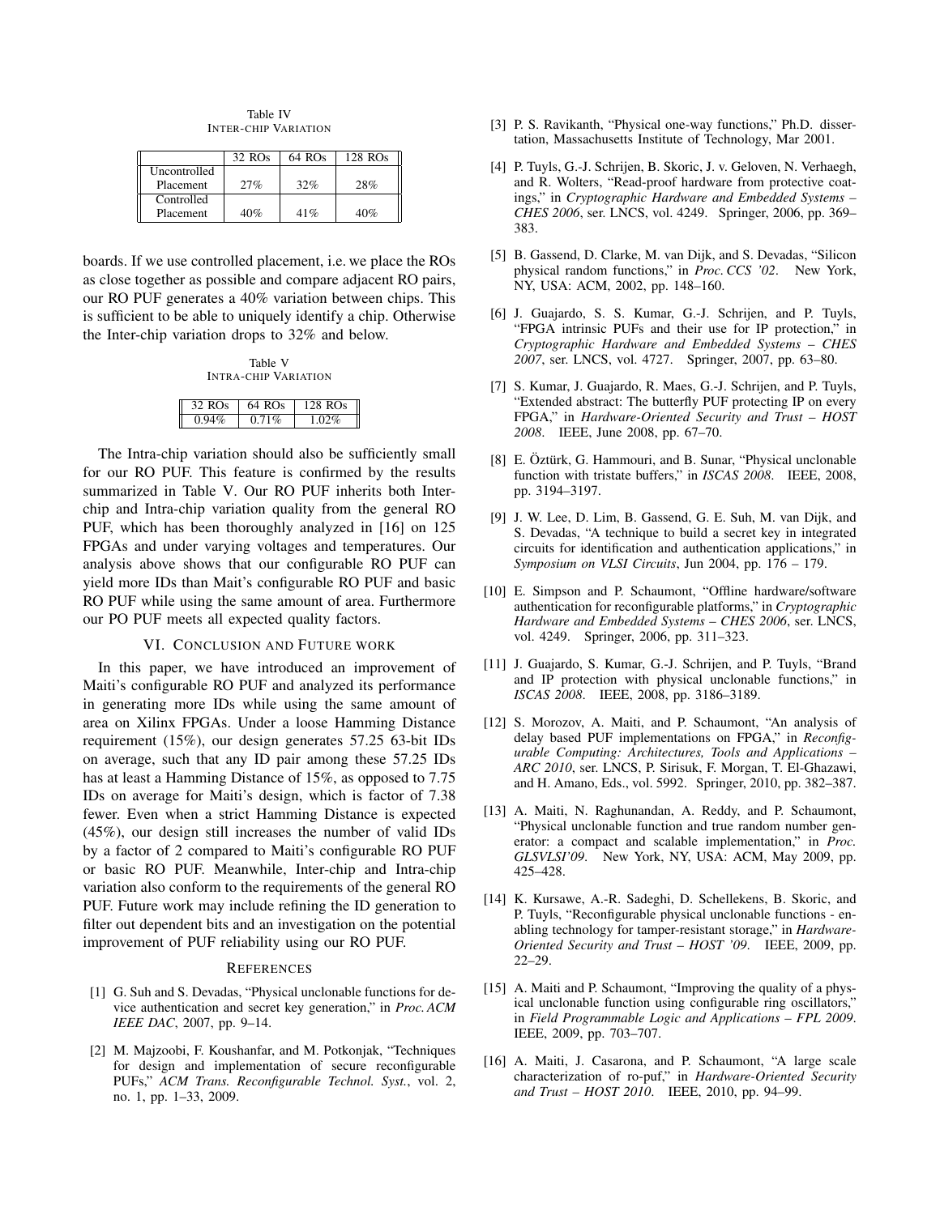Table IV
INTER-CHIP VARIATION

| | 32 ROs | 64 ROs | 128 ROs |
|---|---|---|---|
| Uncontrolled Placement | 27% | 32% | 28% |
| Controlled Placement | 40% | 41% | 40% |

boards. If we use controlled placement, i.e. we place the ROs as close together as possible and compare adjacent RO pairs, our RO PUF generates a 40% variation between chips. This is sufficient to be able to uniquely identify a chip. Otherwise the Inter-chip variation drops to 32% and below.

Table V
INTRA-CHIP VARIATION

| 32 ROs | 64 ROs | 128 ROs |
|---|---|---|
| 0.94% | 0.71% | 1.02% |

The Intra-chip variation should also be sufficiently small for our RO PUF. This feature is confirmed by the results summarized in Table V. Our RO PUF inherits both Inter-chip and Intra-chip variation quality from the general RO PUF, which has been thoroughly analyzed in [16] on 125 FPGAs and under varying voltages and temperatures. Our analysis above shows that our configurable RO PUF can yield more IDs than Mait's configurable RO PUF and basic RO PUF while using the same amount of area. Furthermore our PO PUF meets all expected quality factors.

## VI. Conclusion and Future work

In this paper, we have introduced an improvement of Maiti's configurable RO PUF and analyzed its performance in generating more IDs while using the same amount of area on Xilinx FPGAs. Under a loose Hamming Distance requirement (15%), our design generates 57.25 63-bit IDs on average, such that any ID pair among these 57.25 IDs has at least a Hamming Distance of 15%, as opposed to 7.75 IDs on average for Maiti's design, which is factor of 7.38 fewer. Even when a strict Hamming Distance is expected (45%), our design still increases the number of valid IDs by a factor of 2 compared to Maiti's configurable RO PUF or basic RO PUF. Meanwhile, Inter-chip and Intra-chip variation also conform to the requirements of the general RO PUF. Future work may include refining the ID generation to filter out dependent bits and an investigation on the potential improvement of PUF reliability using our RO PUF.

## References

[1] G. Suh and S. Devadas, "Physical unclonable functions for device authentication and secret key generation," in *Proc. ACM IEEE DAC*, 2007, pp. 9–14.

[2] M. Majzoobi, F. Koushanfar, and M. Potkonjak, "Techniques for design and implementation of secure reconfigurable PUFs," *ACM Trans. Reconfigurable Technol. Syst.*, vol. 2, no. 1, pp. 1–33, 2009.

[3] P. S. Ravikanth, "Physical one-way functions," Ph.D. dissertation, Massachusetts Institute of Technology, Mar 2001.

[4] P. Tuyls, G.-J. Schrijen, B. Skoric, J. v. Geloven, N. Verhaegh, and R. Wolters, "Read-proof hardware from protective coatings," in *Cryptographic Hardware and Embedded Systems – CHES 2006*, ser. LNCS, vol. 4249. Springer, 2006, pp. 369–383.

[5] B. Gassend, D. Clarke, M. van Dijk, and S. Devadas, "Silicon physical random functions," in *Proc. CCS '02*. New York, NY, USA: ACM, 2002, pp. 148–160.

[6] J. Guajardo, S. S. Kumar, G.-J. Schrijen, and P. Tuyls, "FPGA intrinsic PUFs and their use for IP protection," in *Cryptographic Hardware and Embedded Systems – CHES 2007*, ser. LNCS, vol. 4727. Springer, 2007, pp. 63–80.

[7] S. Kumar, J. Guajardo, R. Maes, G.-J. Schrijen, and P. Tuyls, "Extended abstract: The butterfly PUF protecting IP on every FPGA," in *Hardware-Oriented Security and Trust – HOST 2008*. IEEE, June 2008, pp. 67–70.

[8] E. Öztürk, G. Hammouri, and B. Sunar, "Physical unclonable function with tristate buffers," in *ISCAS 2008*. IEEE, 2008, pp. 3194–3197.

[9] J. W. Lee, D. Lim, B. Gassend, G. E. Suh, M. van Dijk, and S. Devadas, "A technique to build a secret key in integrated circuits for identification and authentication applications," in *Symposium on VLSI Circuits*, Jun 2004, pp. 176 – 179.

[10] E. Simpson and P. Schaumont, "Offline hardware/software authentication for reconfigurable platforms," in *Cryptographic Hardware and Embedded Systems – CHES 2006*, ser. LNCS, vol. 4249. Springer, 2006, pp. 311–323.

[11] J. Guajardo, S. Kumar, G.-J. Schrijen, and P. Tuyls, "Brand and IP protection with physical unclonable functions," in *ISCAS 2008*. IEEE, 2008, pp. 3186–3189.

[12] S. Morozov, A. Maiti, and P. Schaumont, "An analysis of delay based PUF implementations on FPGA," in *Reconfigurable Computing: Architectures, Tools and Applications – ARC 2010*, ser. LNCS, P. Sirisuk, F. Morgan, T. El-Ghazawi, and H. Amano, Eds., vol. 5992. Springer, 2010, pp. 382–387.

[13] A. Maiti, N. Raghunandan, A. Reddy, and P. Schaumont, "Physical unclonable function and true random number generator: a compact and scalable implementation," in *Proc. GLSVLSI'09*. New York, NY, USA: ACM, May 2009, pp. 425–428.

[14] K. Kursawe, A.-R. Sadeghi, D. Schellekens, B. Skoric, and P. Tuyls, "Reconfigurable physical unclonable functions - enabling technology for tamper-resistant storage," in *Hardware-Oriented Security and Trust – HOST '09*. IEEE, 2009, pp. 22–29.

[15] A. Maiti and P. Schaumont, "Improving the quality of a physical unclonable function using configurable ring oscillators," in *Field Programmable Logic and Applications – FPL 2009*. IEEE, 2009, pp. 703–707.

[16] A. Maiti, J. Casarona, and P. Schaumont, "A large scale characterization of ro-puf," in *Hardware-Oriented Security and Trust – HOST 2010*. IEEE, 2010, pp. 94–99.